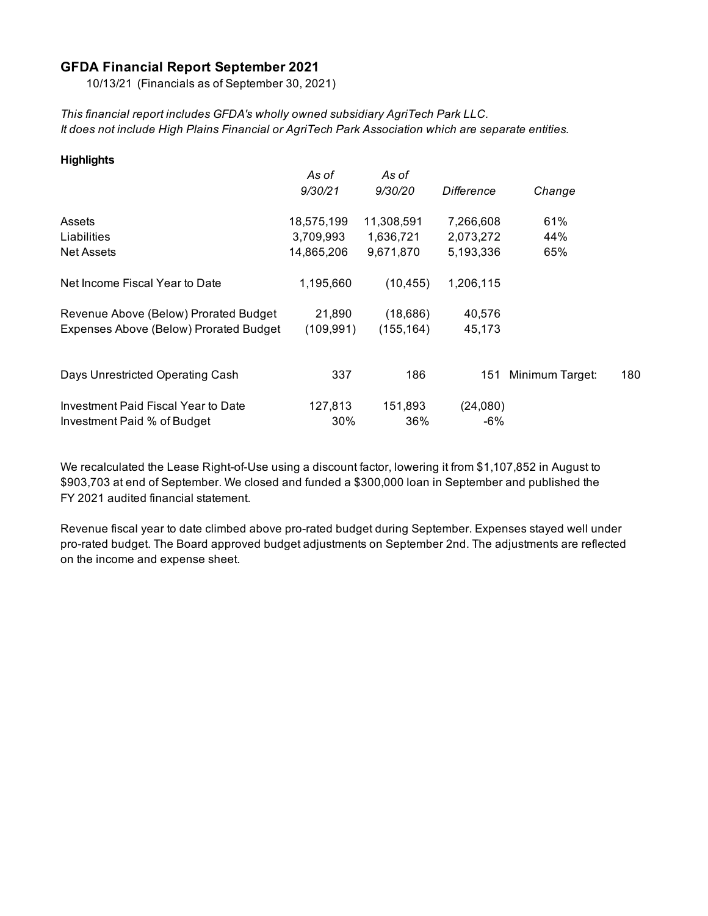## GFDA Financial Report September 2021

10/13/21 (Financials as of September 30, 2021)

*This financial report includes GFDA's wholly owned subsidiary AgriTech Park LLC.*
*It does not include High Plains Financial or AgriTech Park Association which are separate entities.*

**Highlights**

| | *As of 9/30/21* | *As of 9/30/20* | *Difference* | *Change* | |
|---|---|---|---|---|---|
| Assets | 18,575,199 | 11,308,591 | 7,266,608 | 61% | |
| Liabilities | 3,709,993 | 1,636,721 | 2,073,272 | 44% | |
| Net Assets | 14,865,206 | 9,671,870 | 5,193,336 | 65% | |
| | | | | | |
| Net Income Fiscal Year to Date | 1,195,660 | (10,455) | 1,206,115 | | |
| | | | | | |
| Revenue Above (Below) Prorated Budget | 21,890 | (18,686) | 40,576 | | |
| Expenses Above (Below) Prorated Budget | (109,991) | (155,164) | 45,173 | | |
| | | | | | |
| Days Unrestricted Operating Cash | 337 | 186 | 151 | Minimum Target: | 180 |
| | | | | | |
| Investment Paid Fiscal Year to Date | 127,813 | 151,893 | (24,080) | | |
| Investment Paid % of Budget | 30% | 36% | -6% | | |

We recalculated the Lease Right-of-Use using a discount factor, lowering it from $1,107,852 in August to $903,703 at end of September. We closed and funded a $300,000 loan in September and published the FY 2021 audited financial statement.

Revenue fiscal year to date climbed above pro-rated budget during September. Expenses stayed well under pro-rated budget. The Board approved budget adjustments on September 2nd. The adjustments are reflected on the income and expense sheet.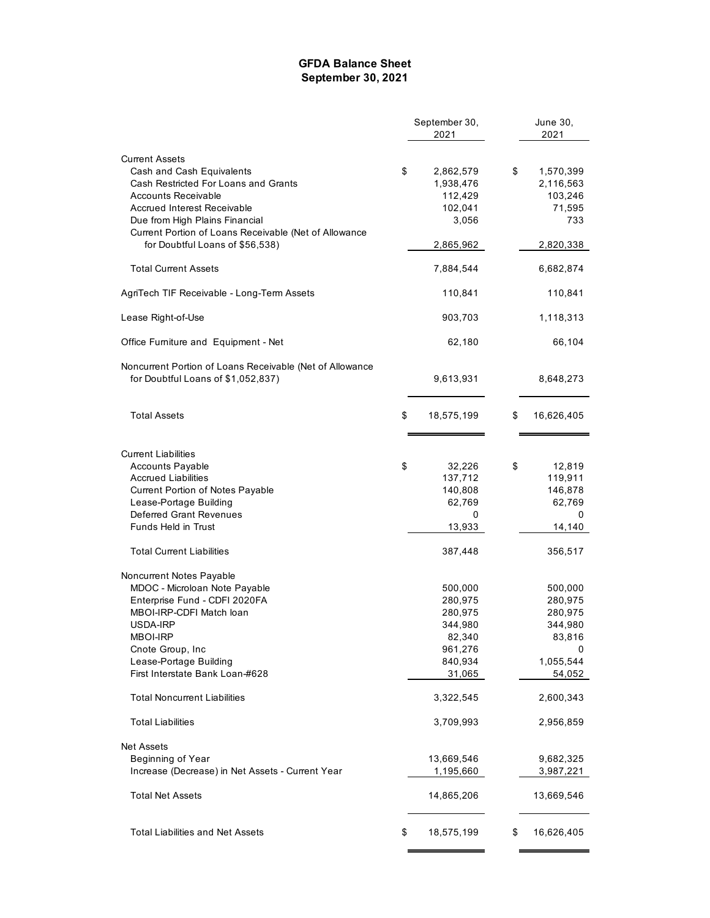# GFDA Balance Sheet
## September 30, 2021

| | September 30, 2021 | June 30, 2021 |
|---|---|---|
| **Current Assets** | | |
| Cash and Cash Equivalents | $ 2,862,579 | $ 1,570,399 |
| Cash Restricted For Loans and Grants | 1,938,476 | 2,116,563 |
| Accounts Receivable | 112,429 | 103,246 |
| Accrued Interest Receivable | 102,041 | 71,595 |
| Due from High Plains Financial | 3,056 | 733 |
| Current Portion of Loans Receivable (Net of Allowance for Doubtful Loans of $56,538) | 2,865,962 | 2,820,338 |
| Total Current Assets | 7,884,544 | 6,682,874 |
| AgriTech TIF Receivable - Long-Term Assets | 110,841 | 110,841 |
| Lease Right-of-Use | 903,703 | 1,118,313 |
| Office Furniture and Equipment - Net | 62,180 | 66,104 |
| Noncurrent Portion of Loans Receivable (Net of Allowance for Doubtful Loans of $1,052,837) | 9,613,931 | 8,648,273 |
| Total Assets | $ 18,575,199 | $ 16,626,405 |
| **Current Liabilities** | | |
| Accounts Payable | $ 32,226 | $ 12,819 |
| Accrued Liabilities | 137,712 | 119,911 |
| Current Portion of Notes Payable | 140,808 | 146,878 |
| Lease-Portage Building | 62,769 | 62,769 |
| Deferred Grant Revenues | 0 | 0 |
| Funds Held in Trust | 13,933 | 14,140 |
| Total Current Liabilities | 387,448 | 356,517 |
| **Noncurrent Notes Payable** | | |
| MDOC - Microloan Note Payable | 500,000 | 500,000 |
| Enterprise Fund - CDFI 2020FA | 280,975 | 280,975 |
| MBOI-IRP-CDFI Match loan | 280,975 | 280,975 |
| USDA-IRP | 344,980 | 344,980 |
| MBOI-IRP | 82,340 | 83,816 |
| Cnote Group, Inc | 961,276 | 0 |
| Lease-Portage Building | 840,934 | 1,055,544 |
| First Interstate Bank Loan-#628 | 31,065 | 54,052 |
| Total Noncurrent Liabilities | 3,322,545 | 2,600,343 |
| Total Liabilities | 3,709,993 | 2,956,859 |
| **Net Assets** | | |
| Beginning of Year | 13,669,546 | 9,682,325 |
| Increase (Decrease) in Net Assets - Current Year | 1,195,660 | 3,987,221 |
| Total Net Assets | 14,865,206 | 13,669,546 |
| Total Liabilities and Net Assets | $ 18,575,199 | $ 16,626,405 |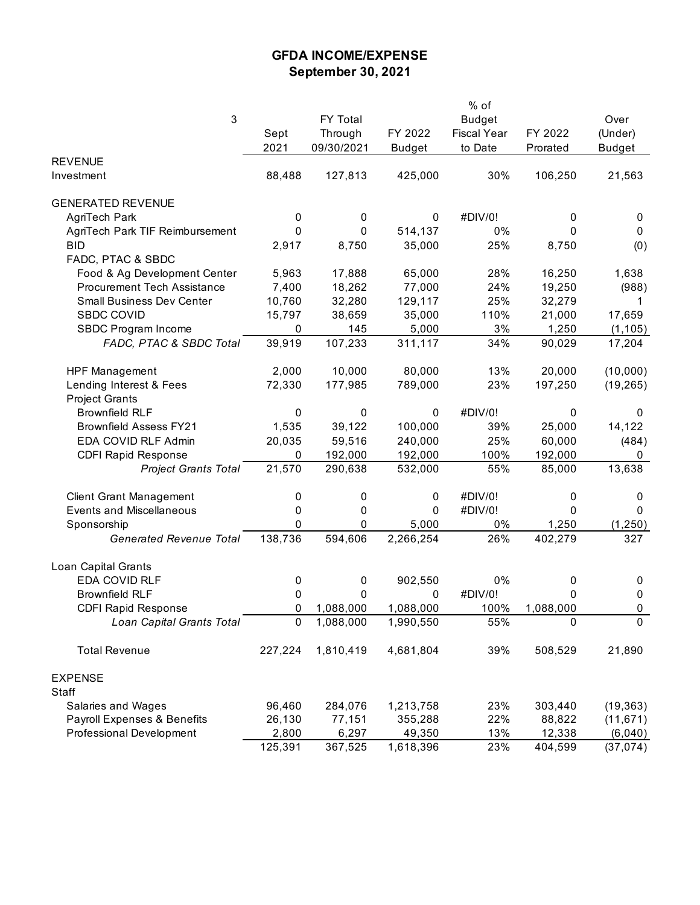# GFDA INCOME/EXPENSE

## September 30, 2021

| 3 | Sept 2021 | FY Total Through 09/30/2021 | FY 2022 Budget | % of Budget Fiscal Year to Date | FY 2022 Prorated | Over (Under) Budget |
|---|---|---|---|---|---|---|
| REVENUE | | | | | | |
| Investment | 88,488 | 127,813 | 425,000 | 30% | 106,250 | 21,563 |
| | | | | | | |
| GENERATED REVENUE | | | | | | |
| AgriTech Park | 0 | 0 | 0 | #DIV/0! | 0 | 0 |
| AgriTech Park TIF Reimbursement | 0 | 0 | 514,137 | 0% | 0 | 0 |
| BID | 2,917 | 8,750 | 35,000 | 25% | 8,750 | (0) |
| FADC, PTAC & SBDC | | | | | | |
| Food & Ag Development Center | 5,963 | 17,888 | 65,000 | 28% | 16,250 | 1,638 |
| Procurement Tech Assistance | 7,400 | 18,262 | 77,000 | 24% | 19,250 | (988) |
| Small Business Dev Center | 10,760 | 32,280 | 129,117 | 25% | 32,279 | 1 |
| SBDC COVID | 15,797 | 38,659 | 35,000 | 110% | 21,000 | 17,659 |
| SBDC Program Income | 0 | 145 | 5,000 | 3% | 1,250 | (1,105) |
| *FADC, PTAC & SBDC Total* | 39,919 | 107,233 | 311,117 | 34% | 90,029 | 17,204 |
| | | | | | | |
| HPF Management | 2,000 | 10,000 | 80,000 | 13% | 20,000 | (10,000) |
| Lending Interest & Fees | 72,330 | 177,985 | 789,000 | 23% | 197,250 | (19,265) |
| Project Grants | | | | | | |
| Brownfield RLF | 0 | 0 | 0 | #DIV/0! | 0 | 0 |
| Brownfield Assess FY21 | 1,535 | 39,122 | 100,000 | 39% | 25,000 | 14,122 |
| EDA COVID RLF Admin | 20,035 | 59,516 | 240,000 | 25% | 60,000 | (484) |
| CDFI Rapid Response | 0 | 192,000 | 192,000 | 100% | 192,000 | 0 |
| *Project Grants Total* | 21,570 | 290,638 | 532,000 | 55% | 85,000 | 13,638 |
| | | | | | | |
| Client Grant Management | 0 | 0 | 0 | #DIV/0! | 0 | 0 |
| Events and Miscellaneous | 0 | 0 | 0 | #DIV/0! | 0 | 0 |
| Sponsorship | 0 | 0 | 5,000 | 0% | 1,250 | (1,250) |
| *Generated Revenue Total* | 138,736 | 594,606 | 2,266,254 | 26% | 402,279 | 327 |
| | | | | | | |
| Loan Capital Grants | | | | | | |
| EDA COVID RLF | 0 | 0 | 902,550 | 0% | 0 | 0 |
| Brownfield RLF | 0 | 0 | 0 | #DIV/0! | 0 | 0 |
| CDFI Rapid Response | 0 | 1,088,000 | 1,088,000 | 100% | 1,088,000 | 0 |
| *Loan Capital Grants Total* | 0 | 1,088,000 | 1,990,550 | 55% | 0 | 0 |
| | | | | | | |
| Total Revenue | 227,224 | 1,810,419 | 4,681,804 | 39% | 508,529 | 21,890 |
| | | | | | | |
| EXPENSE | | | | | | |
| Staff | | | | | | |
| Salaries and Wages | 96,460 | 284,076 | 1,213,758 | 23% | 303,440 | (19,363) |
| Payroll Expenses & Benefits | 26,130 | 77,151 | 355,288 | 22% | 88,822 | (11,671) |
| Professional Development | 2,800 | 6,297 | 49,350 | 13% | 12,338 | (6,040) |
| | 125,391 | 367,525 | 1,618,396 | 23% | 404,599 | (37,074) |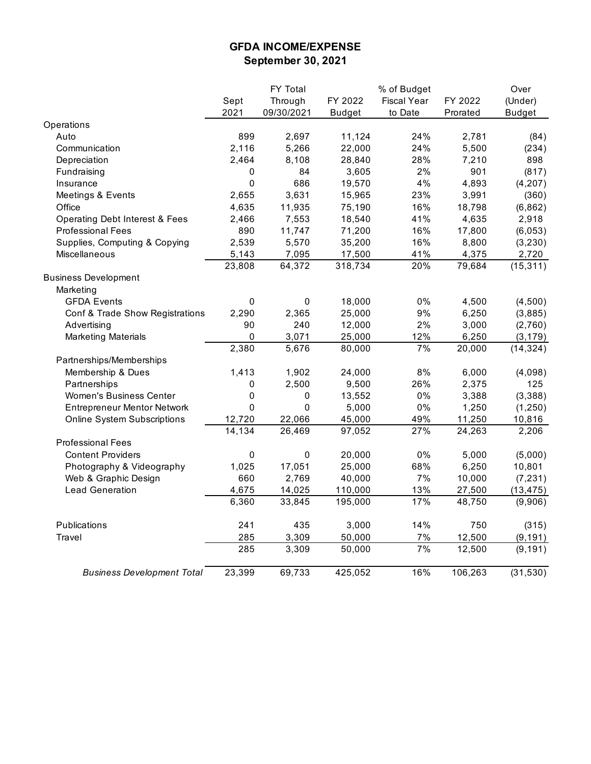# GFDA INCOME/EXPENSE

## September 30, 2021

| | Sept 2021 | FY Total Through 09/30/2021 | FY 2022 Budget | % of Budget Fiscal Year to Date | FY 2022 Prorated | Over (Under) Budget |
|---|---|---|---|---|---|---|
| Operations | | | | | | |
| Auto | 899 | 2,697 | 11,124 | 24% | 2,781 | (84) |
| Communication | 2,116 | 5,266 | 22,000 | 24% | 5,500 | (234) |
| Depreciation | 2,464 | 8,108 | 28,840 | 28% | 7,210 | 898 |
| Fundraising | 0 | 84 | 3,605 | 2% | 901 | (817) |
| Insurance | 0 | 686 | 19,570 | 4% | 4,893 | (4,207) |
| Meetings & Events | 2,655 | 3,631 | 15,965 | 23% | 3,991 | (360) |
| Office | 4,635 | 11,935 | 75,190 | 16% | 18,798 | (6,862) |
| Operating Debt Interest & Fees | 2,466 | 7,553 | 18,540 | 41% | 4,635 | 2,918 |
| Professional Fees | 890 | 11,747 | 71,200 | 16% | 17,800 | (6,053) |
| Supplies, Computing & Copying | 2,539 | 5,570 | 35,200 | 16% | 8,800 | (3,230) |
| Miscellaneous | 5,143 | 7,095 | 17,500 | 41% | 4,375 | 2,720 |
| | 23,808 | 64,372 | 318,734 | 20% | 79,684 | (15,311) |
| Business Development | | | | | | |
| Marketing | | | | | | |
| GFDA Events | 0 | 0 | 18,000 | 0% | 4,500 | (4,500) |
| Conf & Trade Show Registrations | 2,290 | 2,365 | 25,000 | 9% | 6,250 | (3,885) |
| Advertising | 90 | 240 | 12,000 | 2% | 3,000 | (2,760) |
| Marketing Materials | 0 | 3,071 | 25,000 | 12% | 6,250 | (3,179) |
| | 2,380 | 5,676 | 80,000 | 7% | 20,000 | (14,324) |
| Partnerships/Memberships | | | | | | |
| Membership & Dues | 1,413 | 1,902 | 24,000 | 8% | 6,000 | (4,098) |
| Partnerships | 0 | 2,500 | 9,500 | 26% | 2,375 | 125 |
| Women's Business Center | 0 | 0 | 13,552 | 0% | 3,388 | (3,388) |
| Entrepreneur Mentor Network | 0 | 0 | 5,000 | 0% | 1,250 | (1,250) |
| Online System Subscriptions | 12,720 | 22,066 | 45,000 | 49% | 11,250 | 10,816 |
| | 14,134 | 26,469 | 97,052 | 27% | 24,263 | 2,206 |
| Professional Fees | | | | | | |
| Content Providers | 0 | 0 | 20,000 | 0% | 5,000 | (5,000) |
| Photography & Videography | 1,025 | 17,051 | 25,000 | 68% | 6,250 | 10,801 |
| Web & Graphic Design | 660 | 2,769 | 40,000 | 7% | 10,000 | (7,231) |
| Lead Generation | 4,675 | 14,025 | 110,000 | 13% | 27,500 | (13,475) |
| | 6,360 | 33,845 | 195,000 | 17% | 48,750 | (9,906) |
| Publications | 241 | 435 | 3,000 | 14% | 750 | (315) |
| Travel | 285 | 3,309 | 50,000 | 7% | 12,500 | (9,191) |
| | 285 | 3,309 | 50,000 | 7% | 12,500 | (9,191) |
| *Business Development Total* | 23,399 | 69,733 | 425,052 | 16% | 106,263 | (31,530) |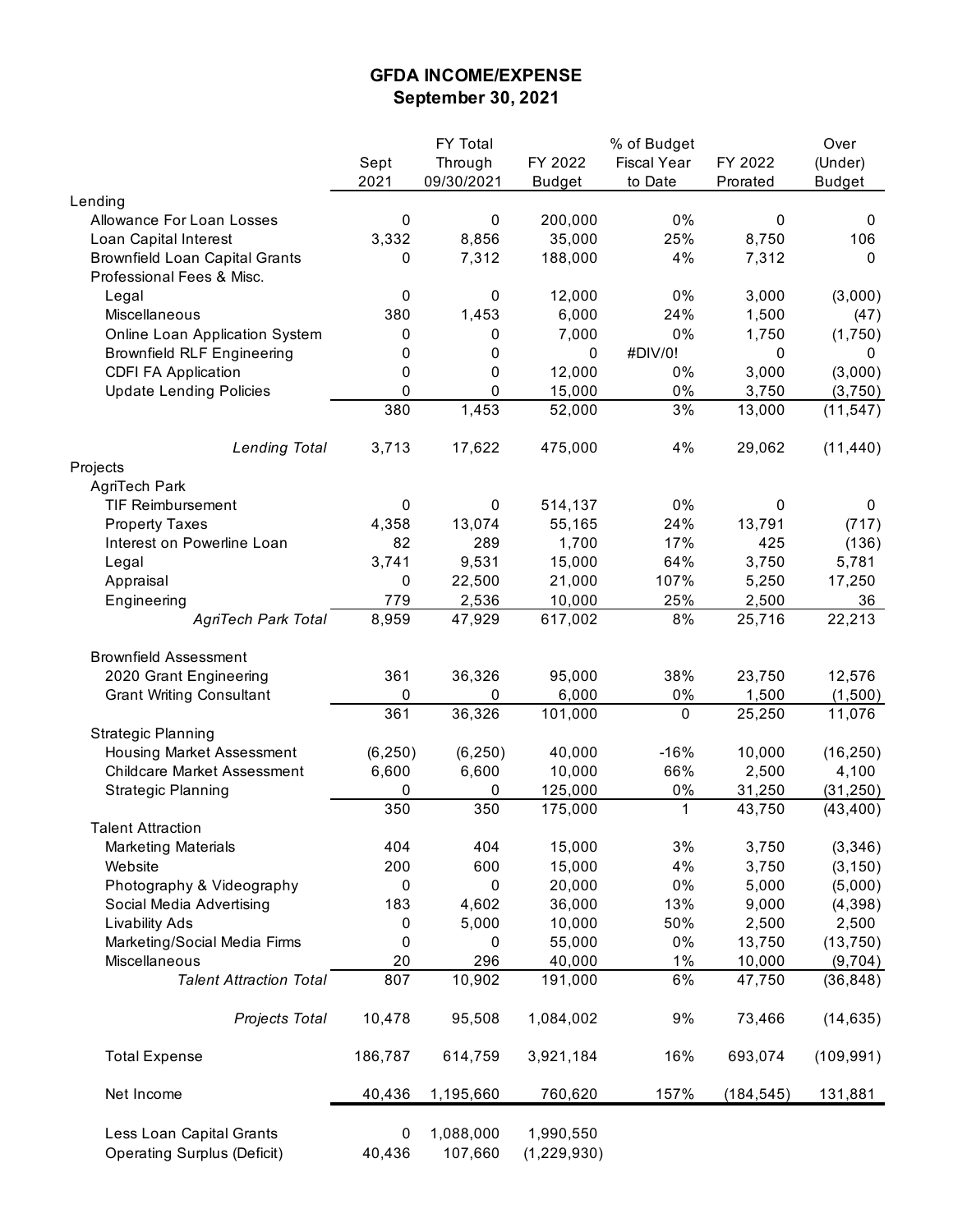# GFDA INCOME/EXPENSE
## September 30, 2021

| | Sept 2021 | FY Total Through 09/30/2021 | FY 2022 Budget | % of Budget Fiscal Year to Date | FY 2022 Prorated | Over (Under) Budget |
|---|---|---|---|---|---|---|
| Lending | | | | | | |
| Allowance For Loan Losses | 0 | 0 | 200,000 | 0% | 0 | 0 |
| Loan Capital Interest | 3,332 | 8,856 | 35,000 | 25% | 8,750 | 106 |
| Brownfield Loan Capital Grants | 0 | 7,312 | 188,000 | 4% | 7,312 | 0 |
| Professional Fees & Misc. | | | | | | |
| Legal | 0 | 0 | 12,000 | 0% | 3,000 | (3,000) |
| Miscellaneous | 380 | 1,453 | 6,000 | 24% | 1,500 | (47) |
| Online Loan Application System | 0 | 0 | 7,000 | 0% | 1,750 | (1,750) |
| Brownfield RLF Engineering | 0 | 0 | 0 | #DIV/0! | 0 | 0 |
| CDFI FA Application | 0 | 0 | 12,000 | 0% | 3,000 | (3,000) |
| Update Lending Policies | 0 | 0 | 15,000 | 0% | 3,750 | (3,750) |
| | 380 | 1,453 | 52,000 | 3% | 13,000 | (11,547) |
| *Lending Total* | 3,713 | 17,622 | 475,000 | 4% | 29,062 | (11,440) |
| Projects | | | | | | |
| AgriTech Park | | | | | | |
| TIF Reimbursement | 0 | 0 | 514,137 | 0% | 0 | 0 |
| Property Taxes | 4,358 | 13,074 | 55,165 | 24% | 13,791 | (717) |
| Interest on Powerline Loan | 82 | 289 | 1,700 | 17% | 425 | (136) |
| Legal | 3,741 | 9,531 | 15,000 | 64% | 3,750 | 5,781 |
| Appraisal | 0 | 22,500 | 21,000 | 107% | 5,250 | 17,250 |
| Engineering | 779 | 2,536 | 10,000 | 25% | 2,500 | 36 |
| *AgriTech Park Total* | 8,959 | 47,929 | 617,002 | 8% | 25,716 | 22,213 |
| Brownfield Assessment | | | | | | |
| 2020 Grant Engineering | 361 | 36,326 | 95,000 | 38% | 23,750 | 12,576 |
| Grant Writing Consultant | 0 | 0 | 6,000 | 0% | 1,500 | (1,500) |
| | 361 | 36,326 | 101,000 | 0 | 25,250 | 11,076 |
| Strategic Planning | | | | | | |
| Housing Market Assessment | (6,250) | (6,250) | 40,000 | -16% | 10,000 | (16,250) |
| Childcare Market Assessment | 6,600 | 6,600 | 10,000 | 66% | 2,500 | 4,100 |
| Strategic Planning | 0 | 0 | 125,000 | 0% | 31,250 | (31,250) |
| | 350 | 350 | 175,000 | 1 | 43,750 | (43,400) |
| Talent Attraction | | | | | | |
| Marketing Materials | 404 | 404 | 15,000 | 3% | 3,750 | (3,346) |
| Website | 200 | 600 | 15,000 | 4% | 3,750 | (3,150) |
| Photography & Videography | 0 | 0 | 20,000 | 0% | 5,000 | (5,000) |
| Social Media Advertising | 183 | 4,602 | 36,000 | 13% | 9,000 | (4,398) |
| Livability Ads | 0 | 5,000 | 10,000 | 50% | 2,500 | 2,500 |
| Marketing/Social Media Firms | 0 | 0 | 55,000 | 0% | 13,750 | (13,750) |
| Miscellaneous | 20 | 296 | 40,000 | 1% | 10,000 | (9,704) |
| *Talent Attraction Total* | 807 | 10,902 | 191,000 | 6% | 47,750 | (36,848) |
| *Projects Total* | 10,478 | 95,508 | 1,084,002 | 9% | 73,466 | (14,635) |
| Total Expense | 186,787 | 614,759 | 3,921,184 | 16% | 693,074 | (109,991) |
| Net Income | 40,436 | 1,195,660 | 760,620 | 157% | (184,545) | 131,881 |
| Less Loan Capital Grants | 0 | 1,088,000 | 1,990,550 | | | |
| Operating Surplus (Deficit) | 40,436 | 107,660 | (1,229,930) | | | |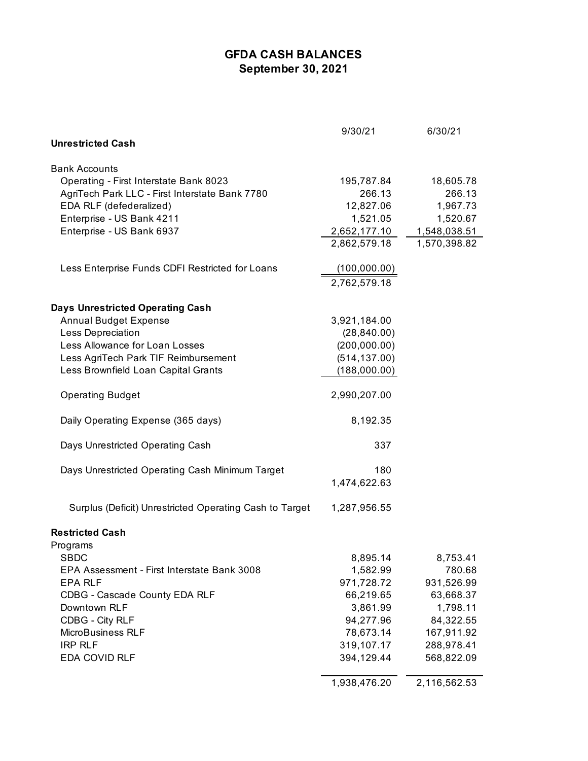# GFDA CASH BALANCES
## September 30, 2021

| | 9/30/21 | 6/30/21 |
|---|---|---|
| **Unrestricted Cash** | | |
| Bank Accounts | | |
| Operating - First Interstate Bank 8023 | 195,787.84 | 18,605.78 |
| AgriTech Park LLC - First Interstate Bank 7780 | 266.13 | 266.13 |
| EDA RLF (defederalized) | 12,827.06 | 1,967.73 |
| Enterprise - US Bank 4211 | 1,521.05 | 1,520.67 |
| Enterprise - US Bank 6937 | 2,652,177.10 | 1,548,038.51 |
| | 2,862,579.18 | 1,570,398.82 |
| Less Enterprise Funds CDFI Restricted for Loans | (100,000.00) | |
| | 2,762,579.18 | |
| **Days Unrestricted Operating Cash** | | |
| Annual Budget Expense | 3,921,184.00 | |
| Less Depreciation | (28,840.00) | |
| Less Allowance for Loan Losses | (200,000.00) | |
| Less AgriTech Park TIF Reimbursement | (514,137.00) | |
| Less Brownfield Loan Capital Grants | (188,000.00) | |
| Operating Budget | 2,990,207.00 | |
| Daily Operating Expense (365 days) | 8,192.35 | |
| Days Unrestricted Operating Cash | 337 | |
| Days Unrestricted Operating Cash Minimum Target | 180 | |
| | 1,474,622.63 | |
| Surplus (Deficit) Unrestricted Operating Cash to Target | 1,287,956.55 | |
| **Restricted Cash** | | |
| Programs | | |
| SBDC | 8,895.14 | 8,753.41 |
| EPA Assessment - First Interstate Bank 3008 | 1,582.99 | 780.68 |
| EPA RLF | 971,728.72 | 931,526.99 |
| CDBG - Cascade County EDA RLF | 66,219.65 | 63,668.37 |
| Downtown RLF | 3,861.99 | 1,798.11 |
| CDBG - City RLF | 94,277.96 | 84,322.55 |
| MicroBusiness RLF | 78,673.14 | 167,911.92 |
| IRP RLF | 319,107.17 | 288,978.41 |
| EDA COVID RLF | 394,129.44 | 568,822.09 |
| | 1,938,476.20 | 2,116,562.53 |